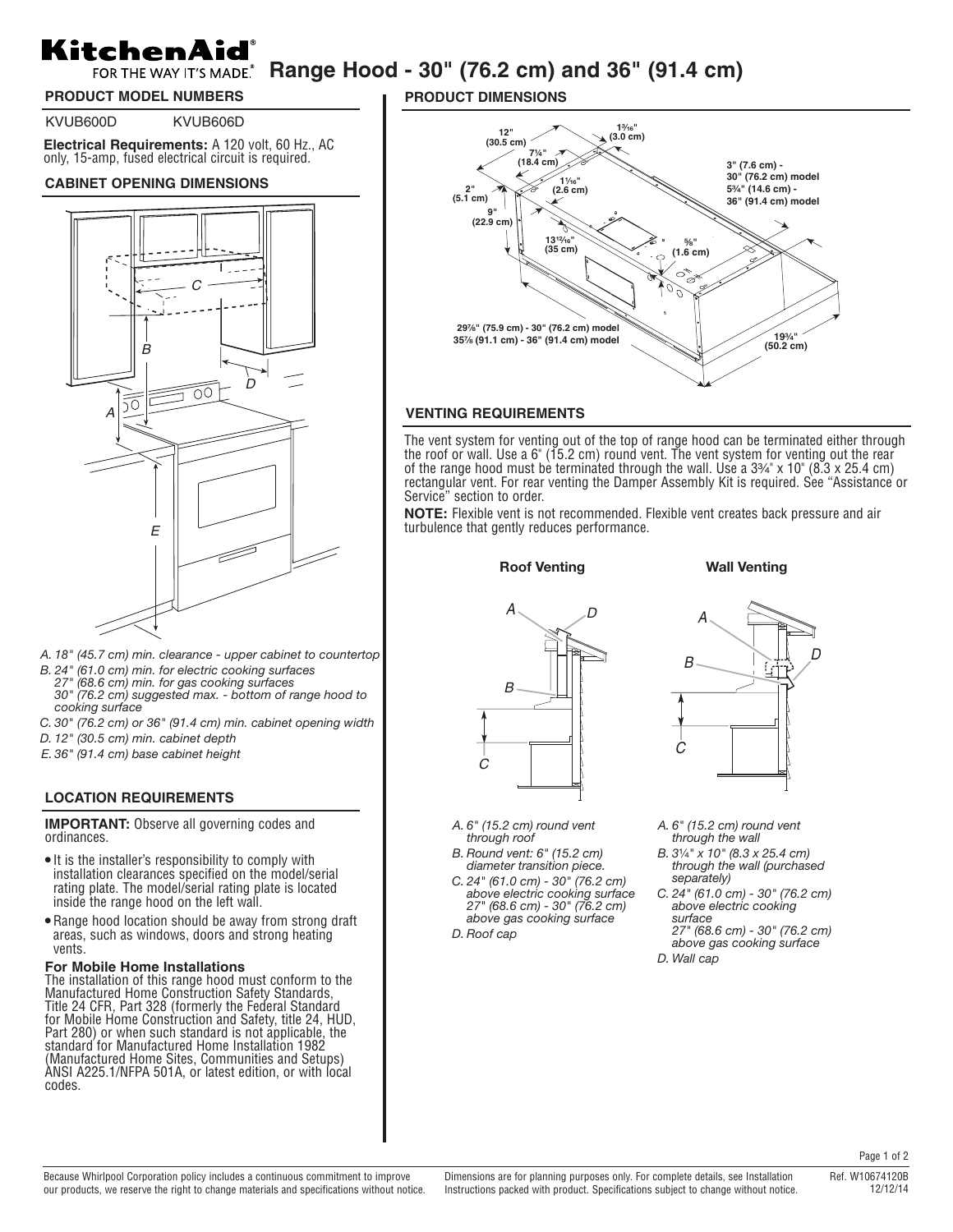# KitchenAid® FOR THE WAY IT'S MADE.® Range Hood - 30" (76.2 cm) and 36" (91.4 cm)

## PRODUCT MODEL NUMBERS

KVUB600D KVUB606D

**Electrical Requirements:** A 120 volt, 60 Hz., AC only, 15-amp, fused electrical circuit is required.

## CABINET OPENING DIMENSIONS

*A. 18" (45.7 cm) min. clearance - upper cabinet to countertop*
*B. 24" (61.0 cm) min. for electric cooking surfaces*
*27" (68.6 cm) min. for gas cooking surfaces*
*30" (76.2 cm) suggested max. - bottom of range hood to cooking surface*
*C. 30" (76.2 cm) or 36" (91.4 cm) min. cabinet opening width*
*D. 12" (30.5 cm) min. cabinet depth*
*E. 36" (91.4 cm) base cabinet height*

## LOCATION REQUIREMENTS

**IMPORTANT:** Observe all governing codes and ordinances.

- It is the installer's responsibility to comply with installation clearances specified on the model/serial rating plate. The model/serial rating plate is located inside the range hood on the left wall.
- Range hood location should be away from strong draft areas, such as windows, doors and strong heating vents.

### For Mobile Home Installations

The installation of this range hood must conform to the Manufactured Home Construction Safety Standards, Title 24 CFR, Part 328 (formerly the Federal Standard for Mobile Home Construction and Safety, title 24, HUD, Part 280) or when such standard is not applicable, the standard for Manufactured Home Installation 1982 (Manufactured Home Sites, Communities and Setups) ANSI A225.1/NFPA 501A, or latest edition, or with local codes.

## PRODUCT DIMENSIONS

12" (30.5 cm)
1³⁄₁₆" (3.0 cm)
7¼" (18.4 cm)
1¹⁄₁₆" (2.6 cm)
2" (5.1 cm)
9" (22.9 cm)
13¹³⁄₁₆" (35 cm)
⅝" (1.6 cm)
3" (7.6 cm) - 30" (76.2 cm) model
5¾" (14.6 cm) - 36" (91.4 cm) model
29⅞" (75.9 cm) - 30" (76.2 cm) model
35⅞ (91.1 cm) - 36" (91.4 cm) model
19¾" (50.2 cm)

## VENTING REQUIREMENTS

The vent system for venting out of the top of range hood can be terminated either through the roof or wall. Use a 6" (15.2 cm) round vent. The vent system for venting out the rear of the range hood must be terminated through the wall. Use a 3¾" x 10" (8.3 x 25.4 cm) rectangular vent. For rear venting the Damper Assembly Kit is required. See "Assistance or Service" section to order.

**NOTE:** Flexible vent is not recommended. Flexible vent creates back pressure and air turbulence that gently reduces performance.

### Roof Venting

*A. 6" (15.2 cm) round vent through roof*
*B. Round vent: 6" (15.2 cm) diameter transition piece.*
*C. 24" (61.0 cm) - 30" (76.2 cm) above electric cooking surface 27" (68.6 cm) - 30" (76.2 cm) above gas cooking surface*
*D. Roof cap*

### Wall Venting

*A. 6" (15.2 cm) round vent through the wall*
*B. 3¼" x 10" (8.3 x 25.4 cm) through the wall (purchased separately)*
*C. 24" (61.0 cm) - 30" (76.2 cm) above electric cooking surface*
*27" (68.6 cm) - 30" (76.2 cm) above gas cooking surface*
*D. Wall cap*

Because Whirlpool Corporation policy includes a continuous commitment to improve our products, we reserve the right to change materials and specifications without notice.

Dimensions are for planning purposes only. For complete details, see Installation Instructions packed with product. Specifications subject to change without notice.

Ref. W10674120B 12/12/14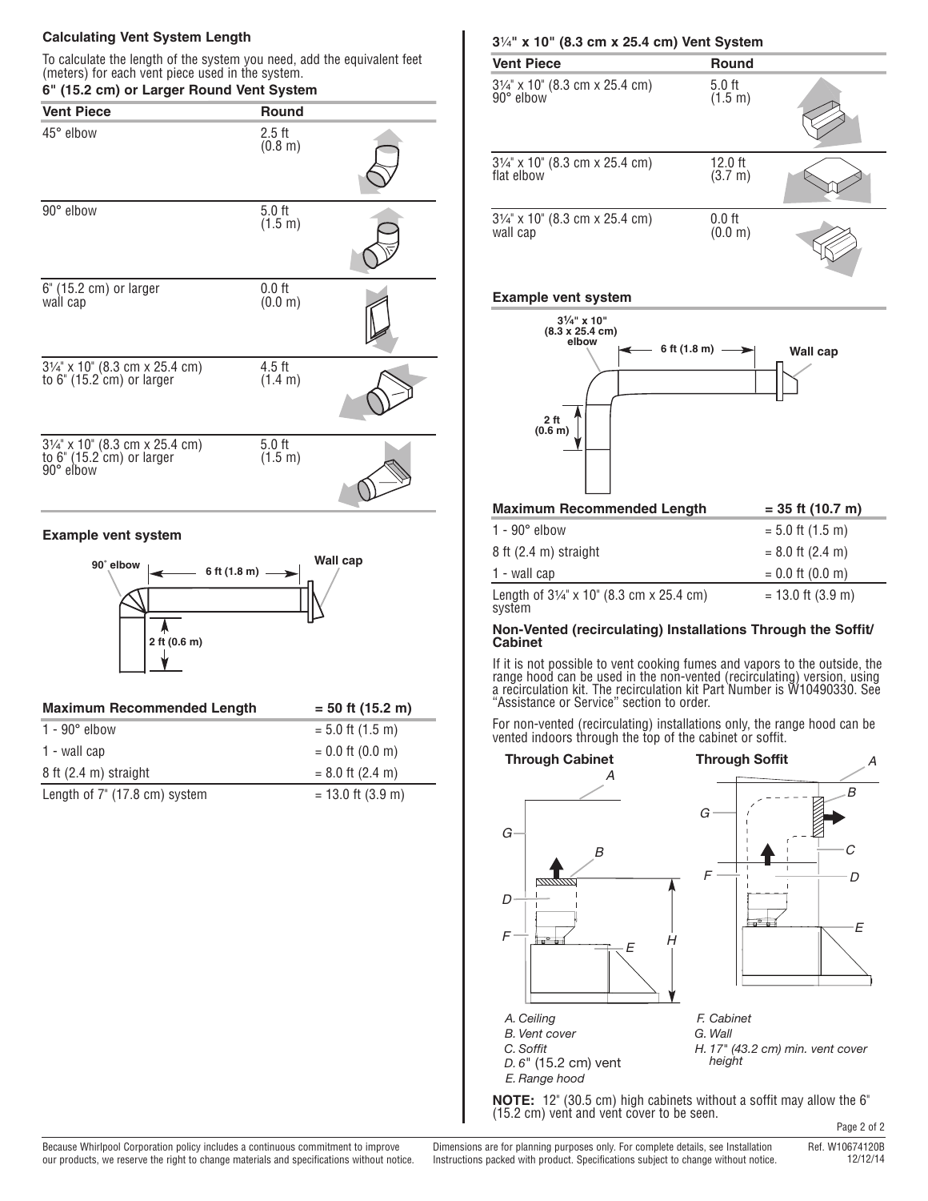### Calculating Vent System Length

To calculate the length of the system you need, add the equivalent feet (meters) for each vent piece used in the system.

#### 6" (15.2 cm) or Larger Round Vent System

| Vent Piece | Round |
|---|---|
| 45° elbow | 2.5 ft (0.8 m) |
| 90° elbow | 5.0 ft (1.5 m) |
| 6" (15.2 cm) or larger wall cap | 0.0 ft (0.0 m) |
| 3¼" x 10" (8.3 cm x 25.4 cm) to 6" (15.2 cm) or larger | 4.5 ft (1.4 m) |
| 3¼" x 10" (8.3 cm x 25.4 cm) to 6" (15.2 cm) or larger 90° elbow | 5.0 ft (1.5 m) |

#### Example vent system

90° elbow
6 ft (1.8 m)
Wall cap
2 ft (0.6 m)

| Maximum Recommended Length | = 50 ft (15.2 m) |
|---|---|
| 1 - 90° elbow | = 5.0 ft (1.5 m) |
| 1 - wall cap | = 0.0 ft (0.0 m) |
| 8 ft (2.4 m) straight | = 8.0 ft (2.4 m) |
| Length of 7" (17.8 cm) system | = 13.0 ft (3.9 m) |

#### 3¼" x 10" (8.3 cm x 25.4 cm) Vent System

| Vent Piece | Round |
|---|---|
| 3¼" x 10" (8.3 cm x 25.4 cm) 90° elbow | 5.0 ft (1.5 m) |
| 3¼" x 10" (8.3 cm x 25.4 cm) flat elbow | 12.0 ft (3.7 m) |
| 3¼" x 10" (8.3 cm x 25.4 cm) wall cap | 0.0 ft (0.0 m) |

#### Example vent system

3¼" x 10" (8.3 x 25.4 cm) elbow
6 ft (1.8 m)
Wall cap
2 ft (0.6 m)

| Maximum Recommended Length | = 35 ft (10.7 m) |
|---|---|
| 1 - 90° elbow | = 5.0 ft (1.5 m) |
| 8 ft (2.4 m) straight | = 8.0 ft (2.4 m) |
| 1 - wall cap | = 0.0 ft (0.0 m) |
| Length of 3¼" x 10" (8.3 cm x 25.4 cm) system | = 13.0 ft (3.9 m) |

#### Non-Vented (recirculating) Installations Through the Soffit/ Cabinet

If it is not possible to vent cooking fumes and vapors to the outside, the range hood can be used in the non-vented (recirculating) version, using a recirculation kit. The recirculation kit Part Number is W10490330. See "Assistance or Service" section to order.

For non-vented (recirculating) installations only, the range hood can be vented indoors through the top of the cabinet or soffit.

**Through Cabinet** **Through Soffit**

*A. Ceiling*
*B. Vent cover*
*C. Soffit*
*D. 6" (15.2 cm) vent*
*E. Range hood*
*F. Cabinet*
*G. Wall*
*H. 17" (43.2 cm) min. vent cover height*

**NOTE:** 12" (30.5 cm) high cabinets without a soffit may allow the 6" (15.2 cm) vent and vent cover to be seen.

Because Whirlpool Corporation policy includes a continuous commitment to improve our products, we reserve the right to change materials and specifications without notice.

Dimensions are for planning purposes only. For complete details, see Installation Instructions packed with product. Specifications subject to change without notice.

Ref. W10674120B 12/12/14